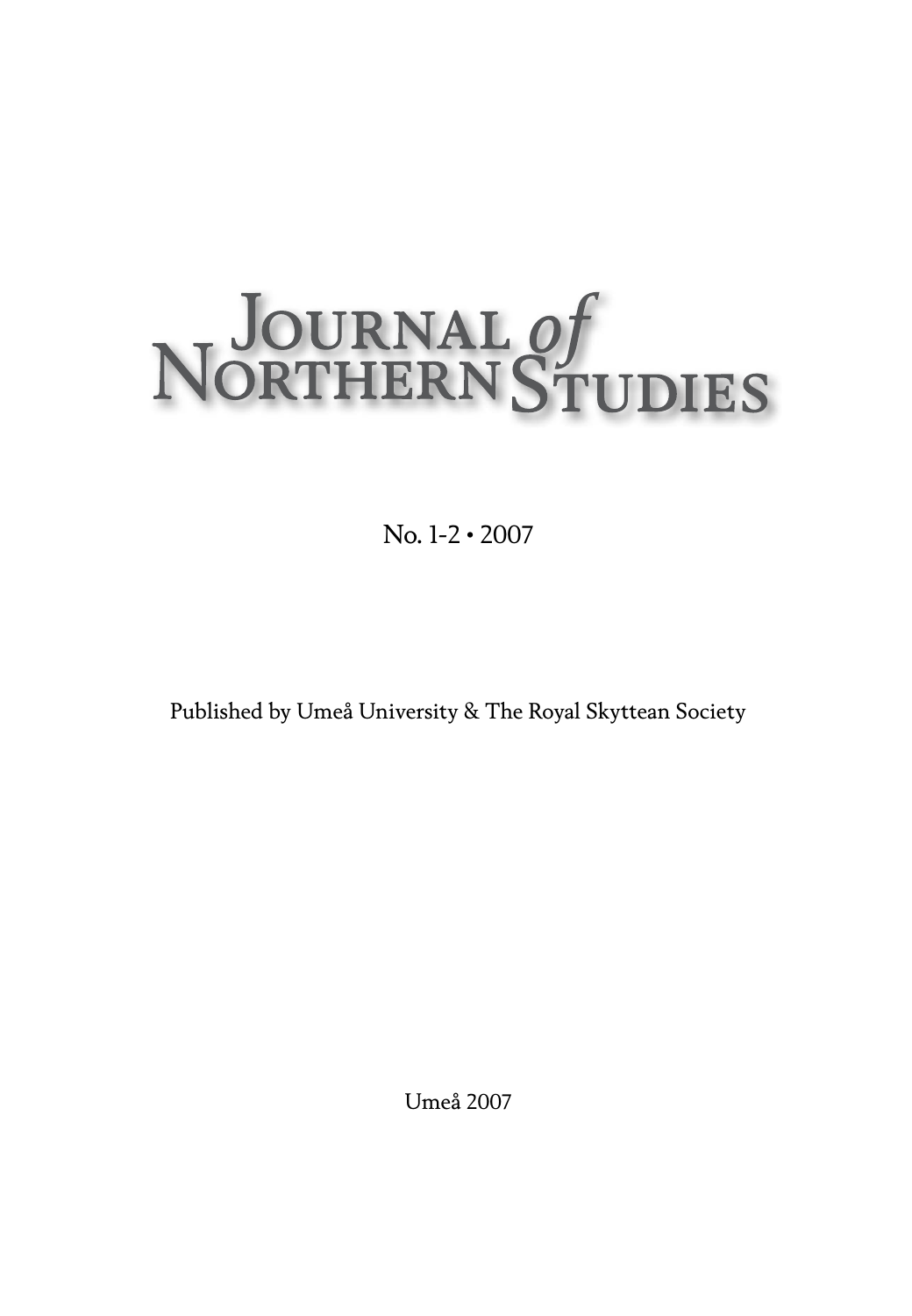# Journal of Northern Studies

No. 1-2 • 2007

Published by Umeå University & The Royal Skyttean Society

Umeå 2007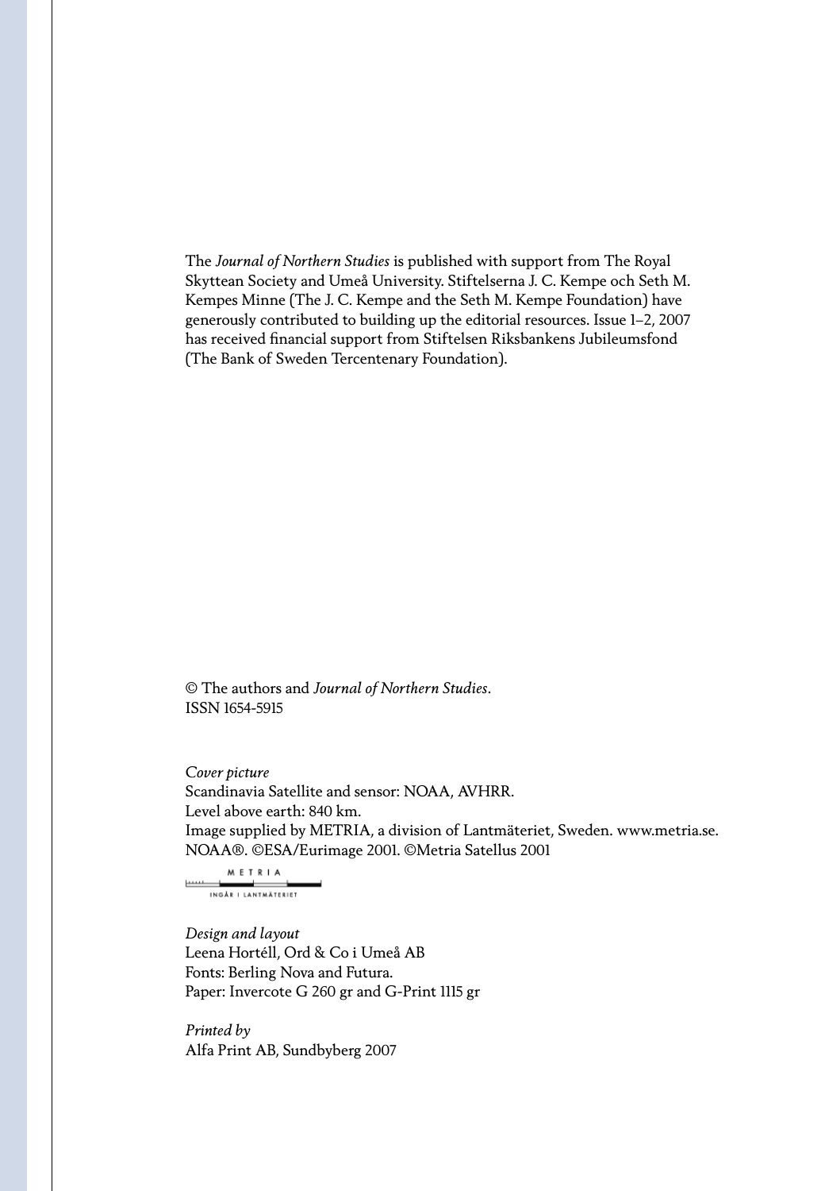The *Journal of Northern Studies* is published with support from The Royal Skyttean Society and Umeå University. Stiftelserna J. C. Kempe och Seth M. Kempes Minne (The J. C. Kempe and the Seth M. Kempe Foundation) have generously contributed to building up the editorial resources. Issue 1–2, 2007 has received financial support from Stiftelsen Riksbankens Jubileumsfond (The Bank of Sweden Tercentenary Foundation).

© The authors and *Journal of Northern Studies*.
ISSN 1654-5915

*Cover picture*
Scandinavia Satellite and sensor: NOAA, AVHRR.
Level above earth: 840 km.
Image supplied by METRIA, a division of Lantmäteriet, Sweden. www.metria.se.
NOAA®. ©ESA/Eurimage 2001. ©Metria Satellus 2001

METRIA
INGÅR I LANTMÄTERIET

*Design and layout*
Leena Hortéll, Ord & Co i Umeå AB
Fonts: Berling Nova and Futura.
Paper: Invercote G 260 gr and G-Print 1115 gr

*Printed by*
Alfa Print AB, Sundbyberg 2007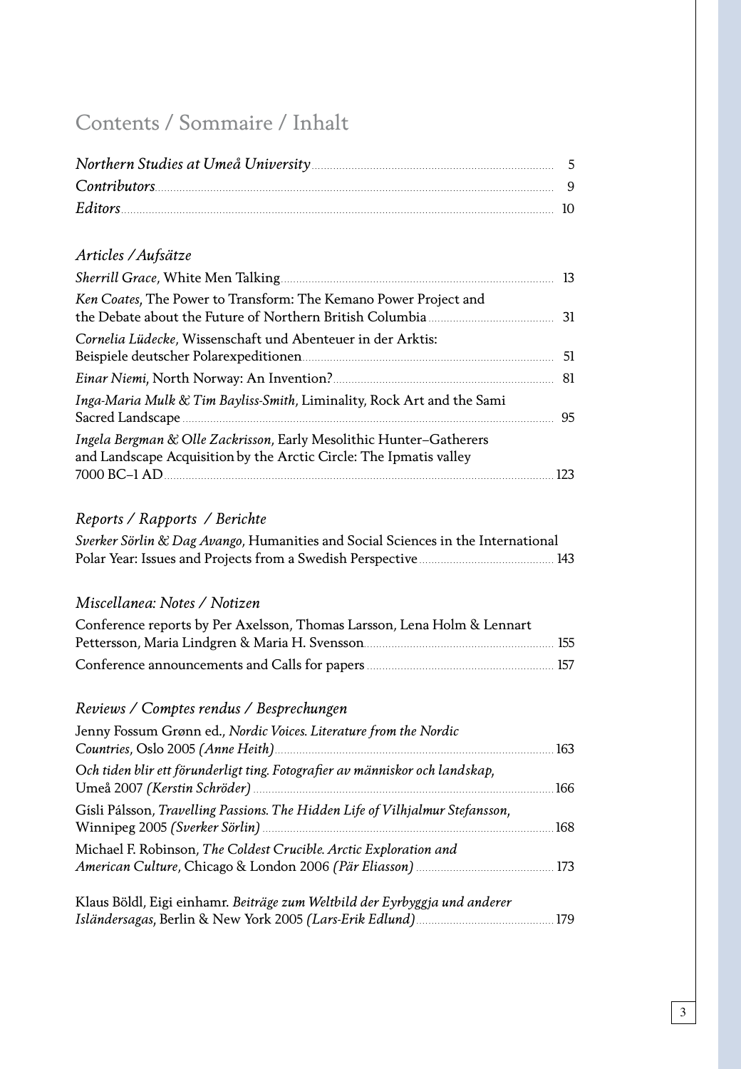# Contents / Sommaire / Inhalt

*Northern Studies at Umeå University* 5
*Contributors* 9
*Editors* 10

## *Articles / Aufsätze*

*Sherrill Grace*, White Men Talking 13

*Ken Coates*, The Power to Transform: The Kemano Power Project and the Debate about the Future of Northern British Columbia 31

*Cornelia Lüdecke*, Wissenschaft und Abenteuer in der Arktis: Beispiele deutscher Polarexpeditionen 51

*Einar Niemi*, North Norway: An Invention? 81

*Inga-Maria Mulk & Tim Bayliss-Smith*, Liminality, Rock Art and the Sami Sacred Landscape 95

*Ingela Bergman & Olle Zackrisson*, Early Mesolithic Hunter–Gatherers and Landscape Acquisition by the Arctic Circle: The Ipmatis valley 7000 BC–1 AD 123

## *Reports / Rapports / Berichte*

*Sverker Sörlin & Dag Avango*, Humanities and Social Sciences in the International Polar Year: Issues and Projects from a Swedish Perspective 143

## *Miscellanea: Notes / Notizen*

Conference reports by Per Axelsson, Thomas Larsson, Lena Holm & Lennart Pettersson, Maria Lindgren & Maria H. Svensson 155

Conference announcements and Calls for papers 157

## *Reviews / Comptes rendus / Besprechungen*

Jenny Fossum Grønn ed., *Nordic Voices. Literature from the Nordic Countries*, Oslo 2005 *(Anne Heith)* 163

*Och tiden blir ett förunderligt ting. Fotografier av människor och landskap*, Umeå 2007 *(Kerstin Schröder)* 166

Gísli Pálsson, *Travelling Passions. The Hidden Life of Vilhjalmur Stefansson*, Winnipeg 2005 *(Sverker Sörlin)* 168

Michael F. Robinson, *The Coldest Crucible. Arctic Exploration and American Culture*, Chicago & London 2006 *(Pär Eliasson)* 173

Klaus Böldl, Eigi einhamr. *Beiträge zum Weltbild der Eyrbyggja und anderer Isländersagas*, Berlin & New York 2005 *(Lars-Erik Edlund)* 179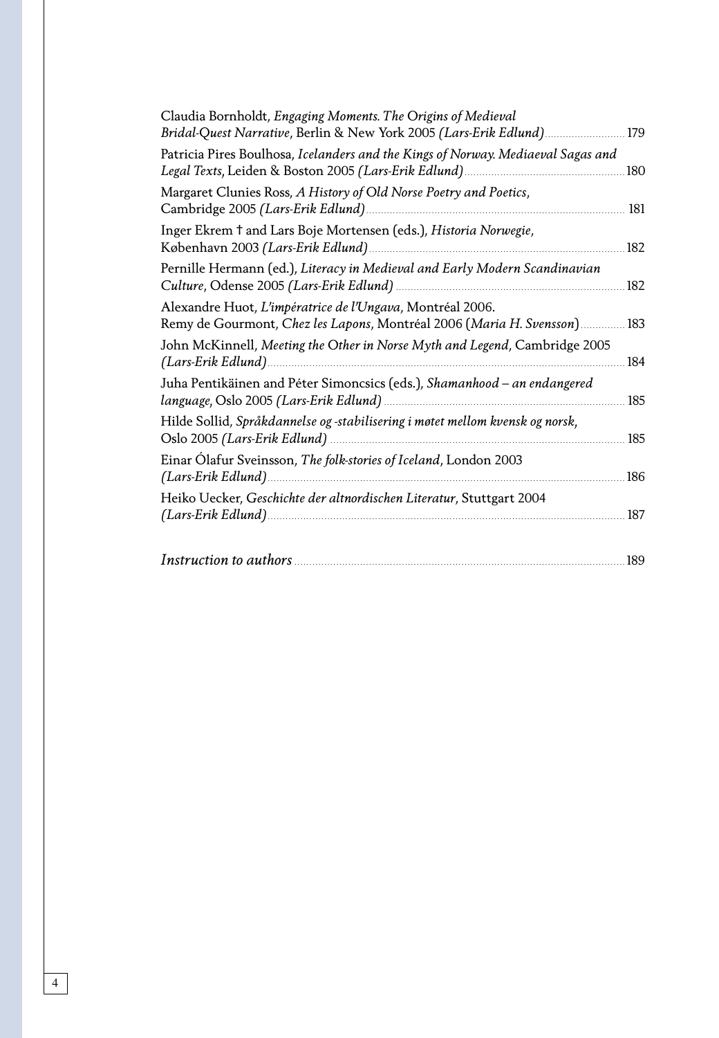Claudia Bornholdt, *Engaging Moments. The Origins of Medieval Bridal-Quest Narrative*, Berlin & New York 2005 *(Lars-Erik Edlund)* 179

Patricia Pires Boulhosa, *Icelanders and the Kings of Norway. Mediaeval Sagas and Legal Texts*, Leiden & Boston 2005 *(Lars-Erik Edlund)* 180

Margaret Clunies Ross, *A History of Old Norse Poetry and Poetics*, Cambridge 2005 *(Lars-Erik Edlund)* 181

Inger Ekrem † and Lars Boje Mortensen (eds.), *Historia Norwegie*, København 2003 *(Lars-Erik Edlund)* 182

Pernille Hermann (ed.), *Literacy in Medieval and Early Modern Scandinavian Culture*, Odense 2005 *(Lars-Erik Edlund)* 182

Alexandre Huot, *L'impératrice de l'Ungava*, Montréal 2006.
Remy de Gourmont, *Chez les Lapons*, Montréal 2006 (*Maria H. Svensson*) 183

John McKinnell, *Meeting the Other in Norse Myth and Legend*, Cambridge 2005 *(Lars-Erik Edlund)* 184

Juha Pentikäinen and Péter Simoncsics (eds.), *Shamanhood – an endangered language*, Oslo 2005 *(Lars-Erik Edlund)* 185

Hilde Sollid, *Språkdannelse og -stabilisering i møtet mellom kvensk og norsk*, Oslo 2005 *(Lars-Erik Edlund)* 185

Einar Ólafur Sveinsson, *The folk-stories of Iceland*, London 2003 *(Lars-Erik Edlund)* 186

Heiko Uecker, *Geschichte der altnordischen Literatur*, Stuttgart 2004 *(Lars-Erik Edlund)* 187

*Instruction to authors* 189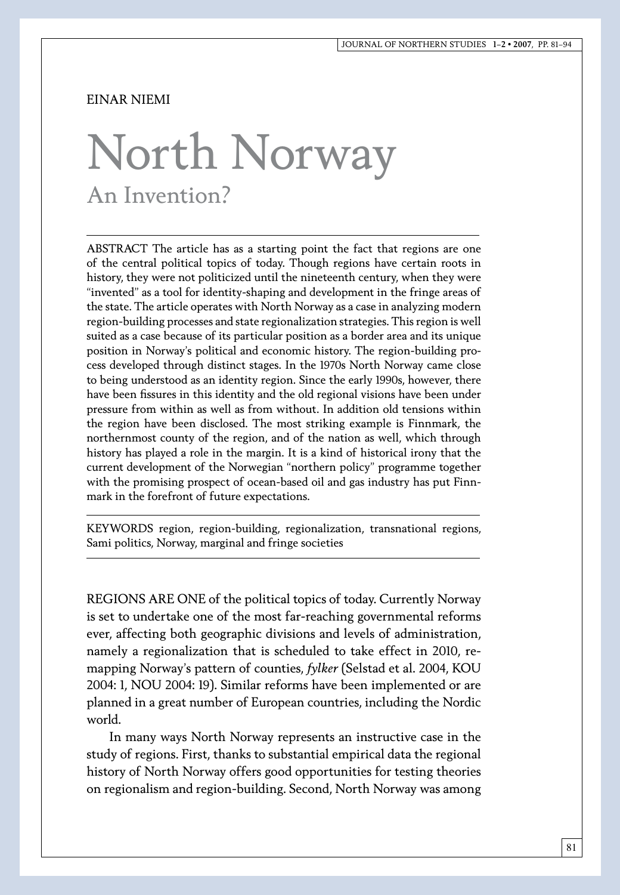EINAR NIEMI

# North Norway

## An Invention?

ABSTRACT The article has as a starting point the fact that regions are one of the central political topics of today. Though regions have certain roots in history, they were not politicized until the nineteenth century, when they were "invented" as a tool for identity-shaping and development in the fringe areas of the state. The article operates with North Norway as a case in analyzing modern region-building processes and state regionalization strategies. This region is well suited as a case because of its particular position as a border area and its unique position in Norway's political and economic history. The region-building process developed through distinct stages. In the 1970s North Norway came close to being understood as an identity region. Since the early 1990s, however, there have been fissures in this identity and the old regional visions have been under pressure from within as well as from without. In addition old tensions within the region have been disclosed. The most striking example is Finnmark, the northernmost county of the region, and of the nation as well, which through history has played a role in the margin. It is a kind of historical irony that the current development of the Norwegian "northern policy" programme together with the promising prospect of ocean-based oil and gas industry has put Finnmark in the forefront of future expectations.

KEYWORDS region, region-building, regionalization, transnational regions, Sami politics, Norway, marginal and fringe societies

REGIONS ARE ONE of the political topics of today. Currently Norway is set to undertake one of the most far-reaching governmental reforms ever, affecting both geographic divisions and levels of administration, namely a regionalization that is scheduled to take effect in 2010, remapping Norway's pattern of counties, *fylker* (Selstad et al. 2004, KOU 2004: 1, NOU 2004: 19). Similar reforms have been implemented or are planned in a great number of European countries, including the Nordic world.

In many ways North Norway represents an instructive case in the study of regions. First, thanks to substantial empirical data the regional history of North Norway offers good opportunities for testing theories on regionalism and region-building. Second, North Norway was among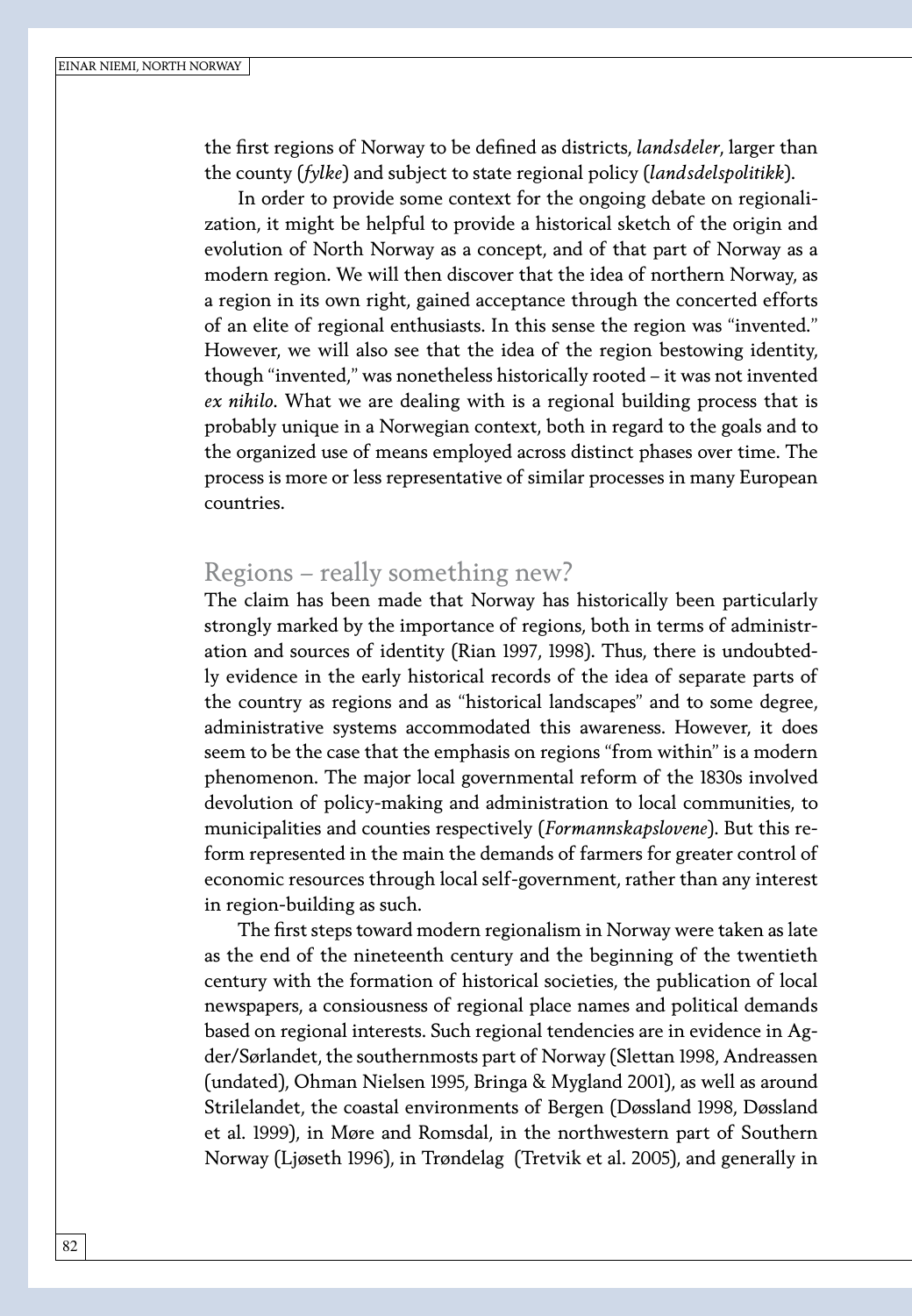the first regions of Norway to be defined as districts, *landsdeler*, larger than the county (*fylke*) and subject to state regional policy (*landsdelspolitikk*).

In order to provide some context for the ongoing debate on regionalization, it might be helpful to provide a historical sketch of the origin and evolution of North Norway as a concept, and of that part of Norway as a modern region. We will then discover that the idea of northern Norway, as a region in its own right, gained acceptance through the concerted efforts of an elite of regional enthusiasts. In this sense the region was "invented." However, we will also see that the idea of the region bestowing identity, though "invented," was nonetheless historically rooted – it was not invented *ex nihilo*. What we are dealing with is a regional building process that is probably unique in a Norwegian context, both in regard to the goals and to the organized use of means employed across distinct phases over time. The process is more or less representative of similar processes in many European countries.

## Regions – really something new?

The claim has been made that Norway has historically been particularly strongly marked by the importance of regions, both in terms of administration and sources of identity (Rian 1997, 1998). Thus, there is undoubtedly evidence in the early historical records of the idea of separate parts of the country as regions and as "historical landscapes" and to some degree, administrative systems accommodated this awareness. However, it does seem to be the case that the emphasis on regions "from within" is a modern phenomenon. The major local governmental reform of the 1830s involved devolution of policy-making and administration to local communities, to municipalities and counties respectively (*Formannskapslovene*). But this reform represented in the main the demands of farmers for greater control of economic resources through local self-government, rather than any interest in region-building as such.

The first steps toward modern regionalism in Norway were taken as late as the end of the nineteenth century and the beginning of the twentieth century with the formation of historical societies, the publication of local newspapers, a consiousness of regional place names and political demands based on regional interests. Such regional tendencies are in evidence in Agder/Sørlandet, the southernmosts part of Norway (Slettan 1998, Andreassen (undated), Ohman Nielsen 1995, Bringa & Mygland 2001), as well as around Strilelandet, the coastal environments of Bergen (Døssland 1998, Døssland et al. 1999), in Møre and Romsdal, in the northwestern part of Southern Norway (Ljøseth 1996), in Trøndelag (Tretvik et al. 2005), and generally in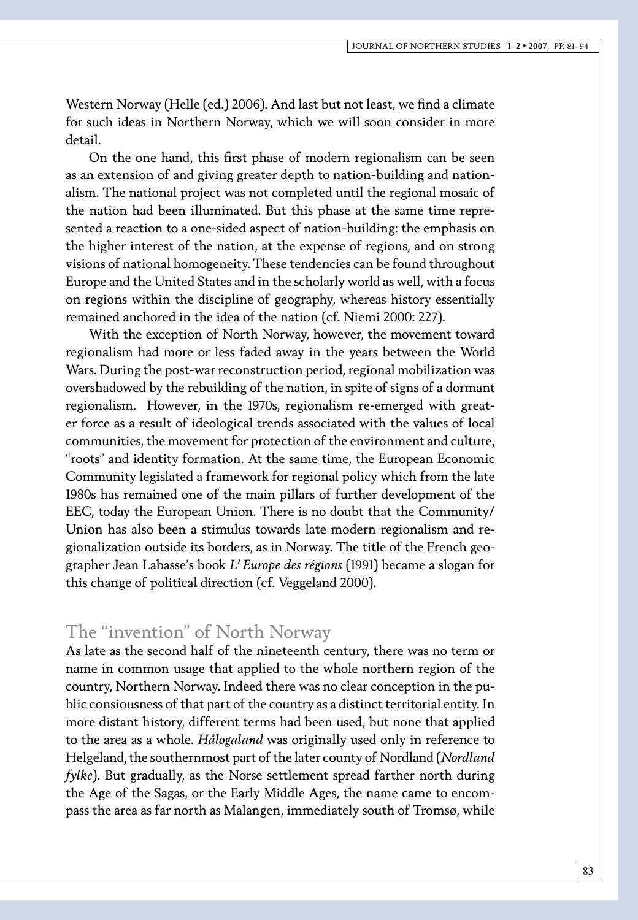Western Norway (Helle (ed.) 2006). And last but not least, we find a climate for such ideas in Northern Norway, which we will soon consider in more detail.

On the one hand, this first phase of modern regionalism can be seen as an extension of and giving greater depth to nation-building and nationalism. The national project was not completed until the regional mosaic of the nation had been illuminated. But this phase at the same time represented a reaction to a one-sided aspect of nation-building: the emphasis on the higher interest of the nation, at the expense of regions, and on strong visions of national homogeneity. These tendencies can be found throughout Europe and the United States and in the scholarly world as well, with a focus on regions within the discipline of geography, whereas history essentially remained anchored in the idea of the nation (cf. Niemi 2000: 227).

With the exception of North Norway, however, the movement toward regionalism had more or less faded away in the years between the World Wars. During the post-war reconstruction period, regional mobilization was overshadowed by the rebuilding of the nation, in spite of signs of a dormant regionalism. However, in the 1970s, regionalism re-emerged with greater force as a result of ideological trends associated with the values of local communities, the movement for protection of the environment and culture, "roots" and identity formation. At the same time, the European Economic Community legislated a framework for regional policy which from the late 1980s has remained one of the main pillars of further development of the EEC, today the European Union. There is no doubt that the Community/Union has also been a stimulus towards late modern regionalism and regionalization outside its borders, as in Norway. The title of the French geographer Jean Labasse's book *L' Europe des régions* (1991) became a slogan for this change of political direction (cf. Veggeland 2000).

## The "invention" of North Norway

As late as the second half of the nineteenth century, there was no term or name in common usage that applied to the whole northern region of the country, Northern Norway. Indeed there was no clear conception in the public consiousness of that part of the country as a distinct territorial entity. In more distant history, different terms had been used, but none that applied to the area as a whole. *Hålogaland* was originally used only in reference to Helgeland, the southernmost part of the later county of Nordland (*Nordland fylke*). But gradually, as the Norse settlement spread farther north during the Age of the Sagas, or the Early Middle Ages, the name came to encompass the area as far north as Malangen, immediately south of Tromsø, while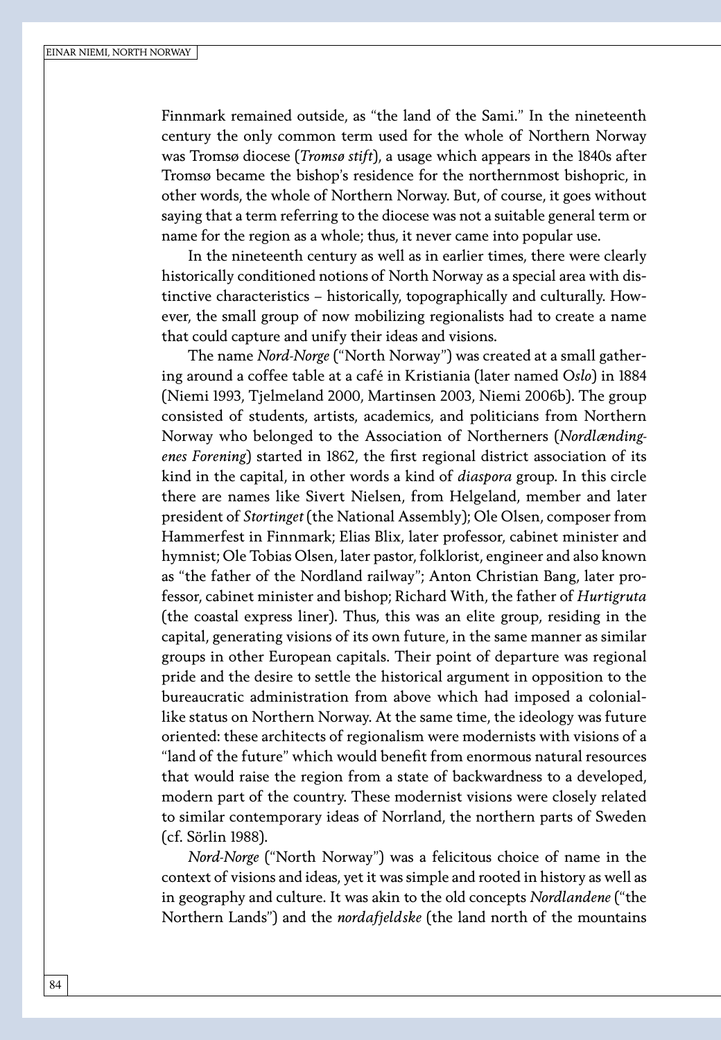Finnmark remained outside, as "the land of the Sami." In the nineteenth century the only common term used for the whole of Northern Norway was Tromsø diocese (*Tromsø stift*), a usage which appears in the 1840s after Tromsø became the bishop's residence for the northernmost bishopric, in other words, the whole of Northern Norway. But, of course, it goes without saying that a term referring to the diocese was not a suitable general term or name for the region as a whole; thus, it never came into popular use.

In the nineteenth century as well as in earlier times, there were clearly historically conditioned notions of North Norway as a special area with distinctive characteristics – historically, topographically and culturally. However, the small group of now mobilizing regionalists had to create a name that could capture and unify their ideas and visions.

The name *Nord-Norge* ("North Norway") was created at a small gathering around a coffee table at a café in Kristiania (later named O*slo*) in 1884 (Niemi 1993, Tjelmeland 2000, Martinsen 2003, Niemi 2006b). The group consisted of students, artists, academics, and politicians from Northern Norway who belonged to the Association of Northerners (*Nordlændingenes Forening*) started in 1862, the first regional district association of its kind in the capital, in other words a kind of *diaspora* group. In this circle there are names like Sivert Nielsen, from Helgeland, member and later president of *Stortinget* (the National Assembly); Ole Olsen, composer from Hammerfest in Finnmark; Elias Blix, later professor, cabinet minister and hymnist; Ole Tobias Olsen, later pastor, folklorist, engineer and also known as "the father of the Nordland railway"; Anton Christian Bang, later professor, cabinet minister and bishop; Richard With, the father of *Hurtigruta* (the coastal express liner). Thus, this was an elite group, residing in the capital, generating visions of its own future, in the same manner as similar groups in other European capitals. Their point of departure was regional pride and the desire to settle the historical argument in opposition to the bureaucratic administration from above which had imposed a colonial-like status on Northern Norway. At the same time, the ideology was future oriented: these architects of regionalism were modernists with visions of a "land of the future" which would benefit from enormous natural resources that would raise the region from a state of backwardness to a developed, modern part of the country. These modernist visions were closely related to similar contemporary ideas of Norrland, the northern parts of Sweden (cf. Sörlin 1988).

*Nord-Norge* ("North Norway") was a felicitous choice of name in the context of visions and ideas, yet it was simple and rooted in history as well as in geography and culture. It was akin to the old concepts *Nordlandene* ("the Northern Lands") and the *nordafjeldske* (the land north of the mountains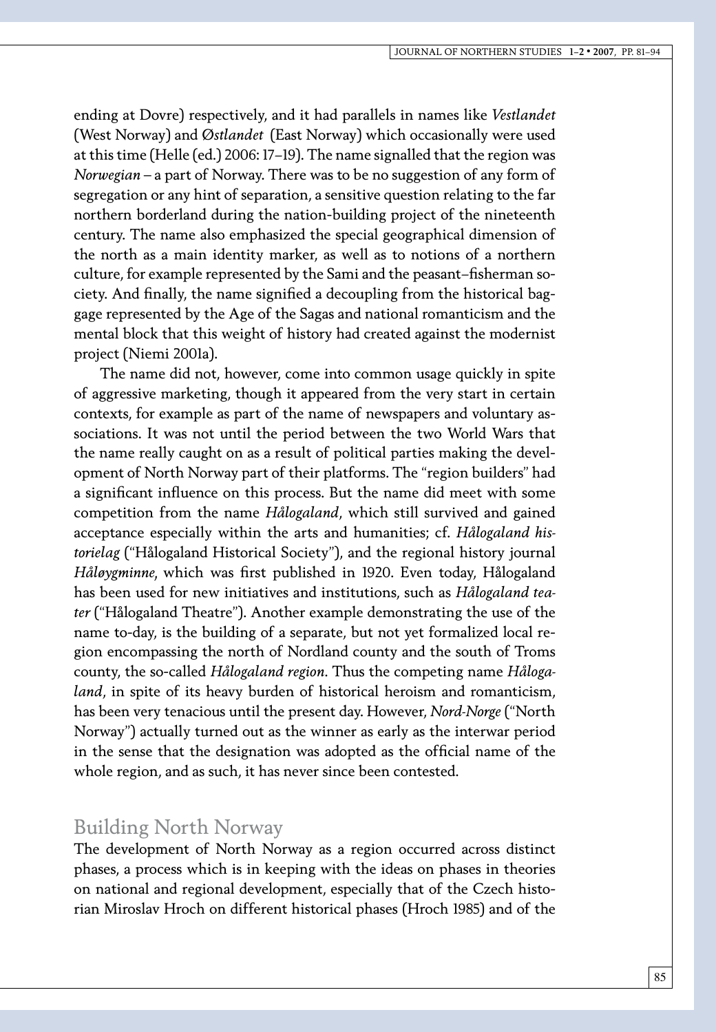ending at Dovre) respectively, and it had parallels in names like *Vestlandet* (West Norway) and *Østlandet* (East Norway) which occasionally were used at this time (Helle (ed.) 2006: 17–19). The name signalled that the region was *Norwegian* – a part of Norway. There was to be no suggestion of any form of segregation or any hint of separation, a sensitive question relating to the far northern borderland during the nation-building project of the nineteenth century. The name also emphasized the special geographical dimension of the north as a main identity marker, as well as to notions of a northern culture, for example represented by the Sami and the peasant–fisherman society. And finally, the name signified a decoupling from the historical baggage represented by the Age of the Sagas and national romanticism and the mental block that this weight of history had created against the modernist project (Niemi 2001a).

The name did not, however, come into common usage quickly in spite of aggressive marketing, though it appeared from the very start in certain contexts, for example as part of the name of newspapers and voluntary associations. It was not until the period between the two World Wars that the name really caught on as a result of political parties making the development of North Norway part of their platforms. The "region builders" had a significant influence on this process. But the name did meet with some competition from the name *Hålogaland*, which still survived and gained acceptance especially within the arts and humanities; cf. *Hålogaland historielag* ("Hålogaland Historical Society"), and the regional history journal *Håløygminne*, which was first published in 1920. Even today, Hålogaland has been used for new initiatives and institutions, such as *Hålogaland teater* ("Hålogaland Theatre"). Another example demonstrating the use of the name to-day, is the building of a separate, but not yet formalized local region encompassing the north of Nordland county and the south of Troms county, the so-called *Hålogaland region*. Thus the competing name *Hålogaland*, in spite of its heavy burden of historical heroism and romanticism, has been very tenacious until the present day. However, *Nord-Norge* ("North Norway") actually turned out as the winner as early as the interwar period in the sense that the designation was adopted as the official name of the whole region, and as such, it has never since been contested.

## Building North Norway

The development of North Norway as a region occurred across distinct phases, a process which is in keeping with the ideas on phases in theories on national and regional development, especially that of the Czech historian Miroslav Hroch on different historical phases (Hroch 1985) and of the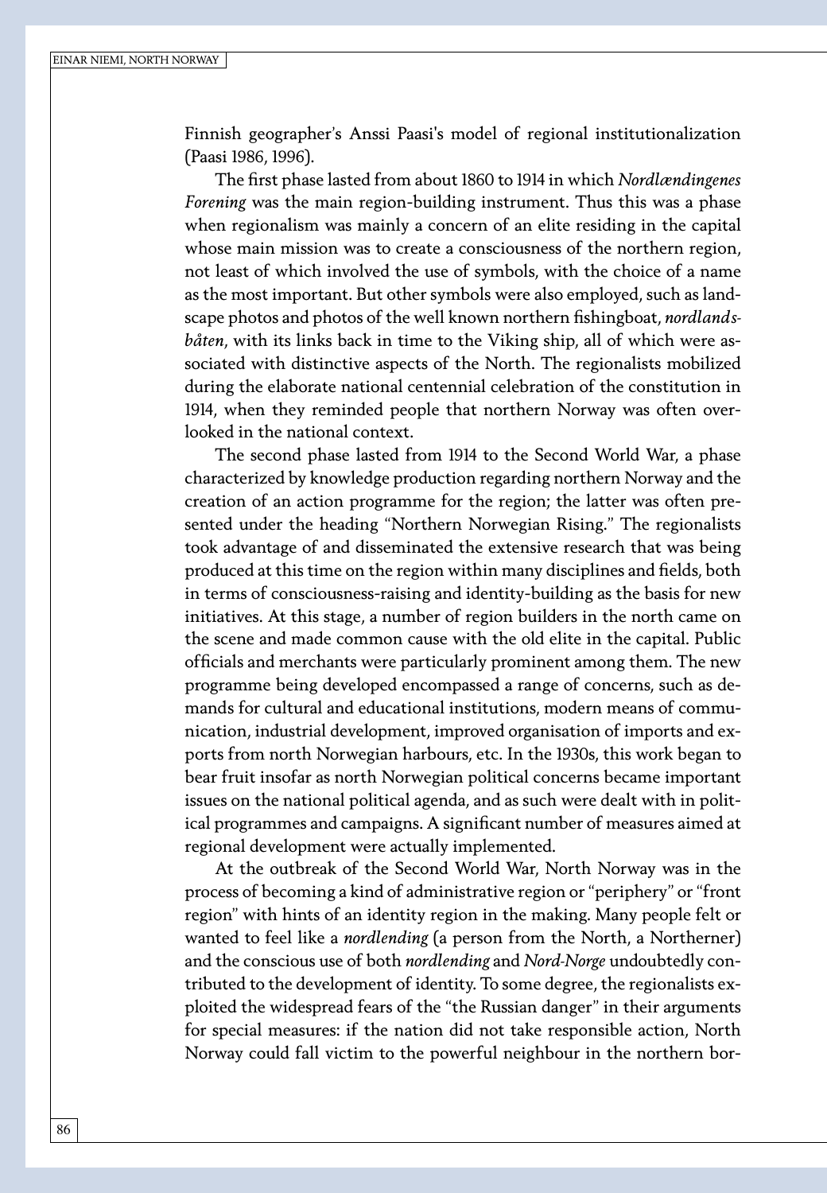Finnish geographer's Anssi Paasi's model of regional institutionalization (Paasi 1986, 1996).

The first phase lasted from about 1860 to 1914 in which *Nordlændingenes Forening* was the main region-building instrument. Thus this was a phase when regionalism was mainly a concern of an elite residing in the capital whose main mission was to create a consciousness of the northern region, not least of which involved the use of symbols, with the choice of a name as the most important. But other symbols were also employed, such as landscape photos and photos of the well known northern fishingboat, *nordlandsbåten*, with its links back in time to the Viking ship, all of which were associated with distinctive aspects of the North. The regionalists mobilized during the elaborate national centennial celebration of the constitution in 1914, when they reminded people that northern Norway was often overlooked in the national context.

The second phase lasted from 1914 to the Second World War, a phase characterized by knowledge production regarding northern Norway and the creation of an action programme for the region; the latter was often presented under the heading "Northern Norwegian Rising." The regionalists took advantage of and disseminated the extensive research that was being produced at this time on the region within many disciplines and fields, both in terms of consciousness-raising and identity-building as the basis for new initiatives. At this stage, a number of region builders in the north came on the scene and made common cause with the old elite in the capital. Public officials and merchants were particularly prominent among them. The new programme being developed encompassed a range of concerns, such as demands for cultural and educational institutions, modern means of communication, industrial development, improved organisation of imports and exports from north Norwegian harbours, etc. In the 1930s, this work began to bear fruit insofar as north Norwegian political concerns became important issues on the national political agenda, and as such were dealt with in political programmes and campaigns. A significant number of measures aimed at regional development were actually implemented.

At the outbreak of the Second World War, North Norway was in the process of becoming a kind of administrative region or "periphery" or "front region" with hints of an identity region in the making. Many people felt or wanted to feel like a *nordlending* (a person from the North, a Northerner) and the conscious use of both *nordlending* and *Nord-Norge* undoubtedly contributed to the development of identity. To some degree, the regionalists exploited the widespread fears of the "the Russian danger" in their arguments for special measures: if the nation did not take responsible action, North Norway could fall victim to the powerful neighbour in the northern bor-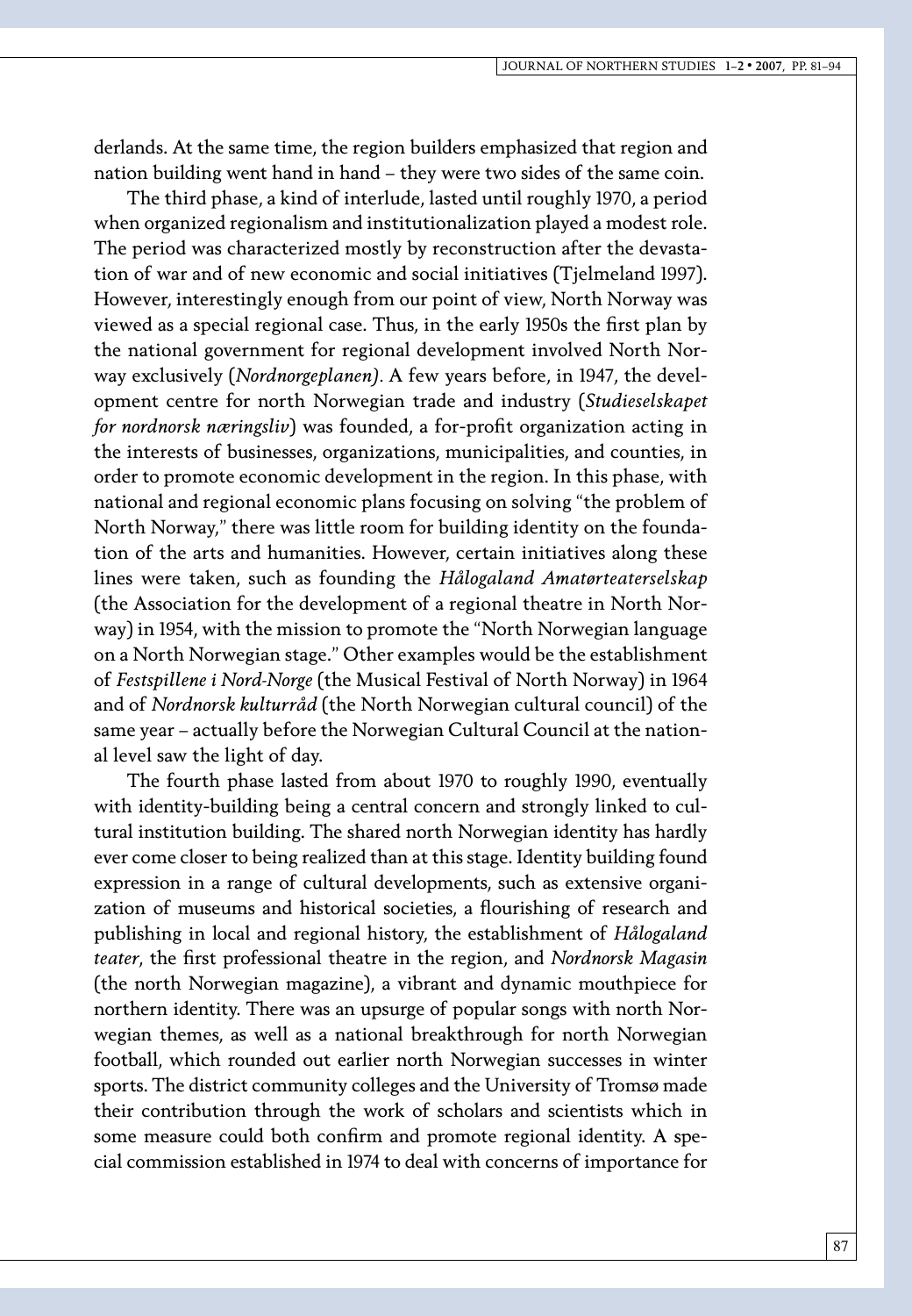derlands. At the same time, the region builders emphasized that region and nation building went hand in hand – they were two sides of the same coin.

The third phase, a kind of interlude, lasted until roughly 1970, a period when organized regionalism and institutionalization played a modest role. The period was characterized mostly by reconstruction after the devastation of war and of new economic and social initiatives (Tjelmeland 1997). However, interestingly enough from our point of view, North Norway was viewed as a special regional case. Thus, in the early 1950s the first plan by the national government for regional development involved North Norway exclusively (*Nordnorgeplanen*). A few years before, in 1947, the development centre for north Norwegian trade and industry (*Studieselskapet for nordnorsk næringsliv*) was founded, a for-profit organization acting in the interests of businesses, organizations, municipalities, and counties, in order to promote economic development in the region. In this phase, with national and regional economic plans focusing on solving "the problem of North Norway," there was little room for building identity on the foundation of the arts and humanities. However, certain initiatives along these lines were taken, such as founding the *Hålogaland Amatørteaterselskap* (the Association for the development of a regional theatre in North Norway) in 1954, with the mission to promote the "North Norwegian language on a North Norwegian stage." Other examples would be the establishment of *Festspillene i Nord-Norge* (the Musical Festival of North Norway) in 1964 and of *Nordnorsk kulturråd* (the North Norwegian cultural council) of the same year – actually before the Norwegian Cultural Council at the national level saw the light of day.

The fourth phase lasted from about 1970 to roughly 1990, eventually with identity-building being a central concern and strongly linked to cultural institution building. The shared north Norwegian identity has hardly ever come closer to being realized than at this stage. Identity building found expression in a range of cultural developments, such as extensive organization of museums and historical societies, a flourishing of research and publishing in local and regional history, the establishment of *Hålogaland teater*, the first professional theatre in the region, and *Nordnorsk Magasin* (the north Norwegian magazine), a vibrant and dynamic mouthpiece for northern identity. There was an upsurge of popular songs with north Norwegian themes, as well as a national breakthrough for north Norwegian football, which rounded out earlier north Norwegian successes in winter sports. The district community colleges and the University of Tromsø made their contribution through the work of scholars and scientists which in some measure could both confirm and promote regional identity. A special commission established in 1974 to deal with concerns of importance for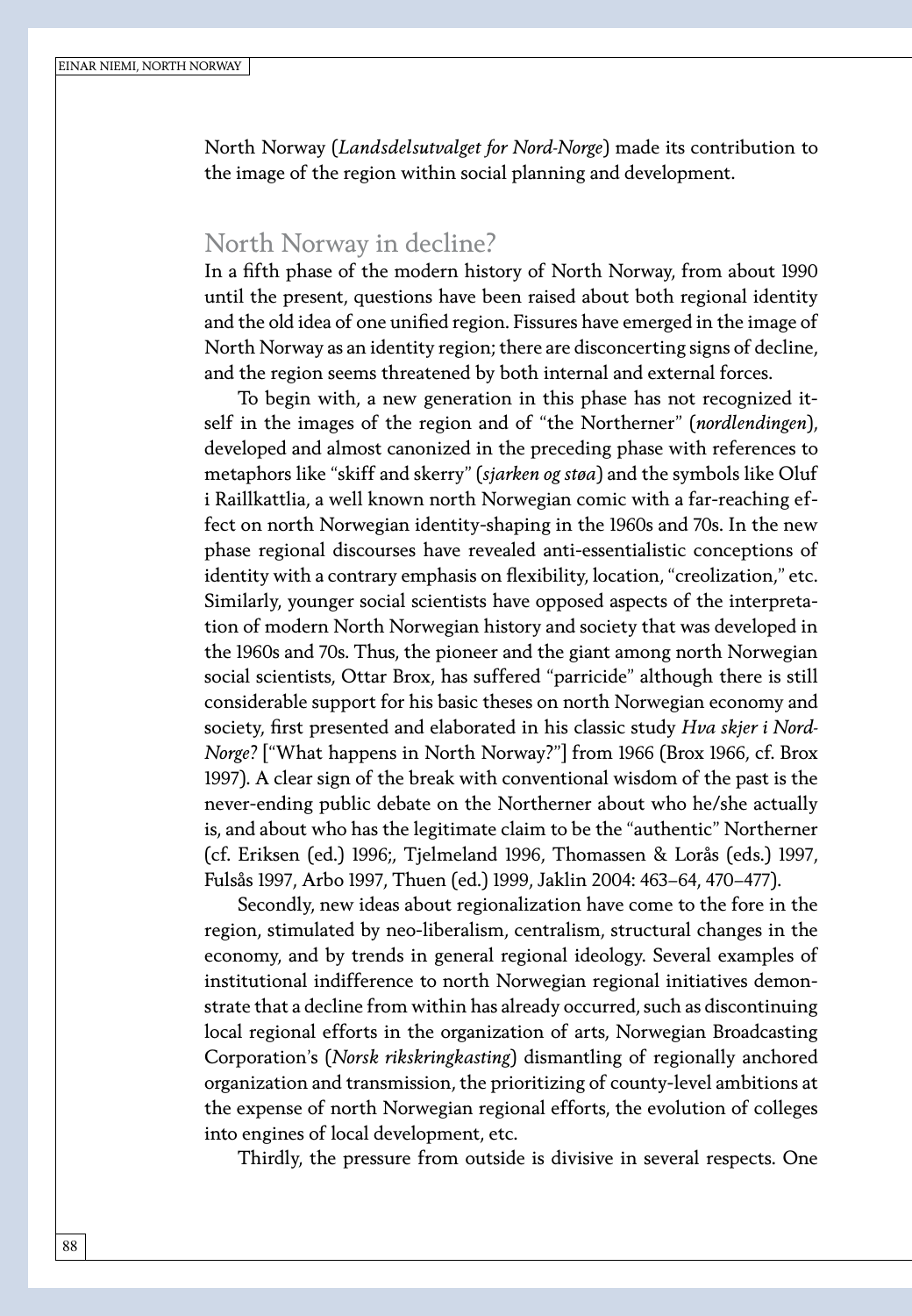North Norway (*Landsdelsutvalget for Nord-Norge*) made its contribution to the image of the region within social planning and development.

## North Norway in decline?

In a fifth phase of the modern history of North Norway, from about 1990 until the present, questions have been raised about both regional identity and the old idea of one unified region. Fissures have emerged in the image of North Norway as an identity region; there are disconcerting signs of decline, and the region seems threatened by both internal and external forces.

To begin with, a new generation in this phase has not recognized itself in the images of the region and of "the Northerner" (*nordlendingen*), developed and almost canonized in the preceding phase with references to metaphors like "skiff and skerry" (*sjarken og støa*) and the symbols like Oluf i Raillkattlia, a well known north Norwegian comic with a far-reaching effect on north Norwegian identity-shaping in the 1960s and 70s. In the new phase regional discourses have revealed anti-essentialistic conceptions of identity with a contrary emphasis on flexibility, location, "creolization," etc. Similarly, younger social scientists have opposed aspects of the interpretation of modern North Norwegian history and society that was developed in the 1960s and 70s. Thus, the pioneer and the giant among north Norwegian social scientists, Ottar Brox, has suffered "parricide" although there is still considerable support for his basic theses on north Norwegian economy and society, first presented and elaborated in his classic study *Hva skjer i Nord-Norge?* ["What happens in North Norway?"] from 1966 (Brox 1966, cf. Brox 1997). A clear sign of the break with conventional wisdom of the past is the never-ending public debate on the Northerner about who he/she actually is, and about who has the legitimate claim to be the "authentic" Northerner (cf. Eriksen (ed.) 1996;, Tjelmeland 1996, Thomassen & Lorås (eds.) 1997, Fulsås 1997, Arbo 1997, Thuen (ed.) 1999, Jaklin 2004: 463–64, 470–477).

Secondly, new ideas about regionalization have come to the fore in the region, stimulated by neo-liberalism, centralism, structural changes in the economy, and by trends in general regional ideology. Several examples of institutional indifference to north Norwegian regional initiatives demonstrate that a decline from within has already occurred, such as discontinuing local regional efforts in the organization of arts, Norwegian Broadcasting Corporation's (*Norsk rikskringkasting*) dismantling of regionally anchored organization and transmission, the prioritizing of county-level ambitions at the expense of north Norwegian regional efforts, the evolution of colleges into engines of local development, etc.

Thirdly, the pressure from outside is divisive in several respects. One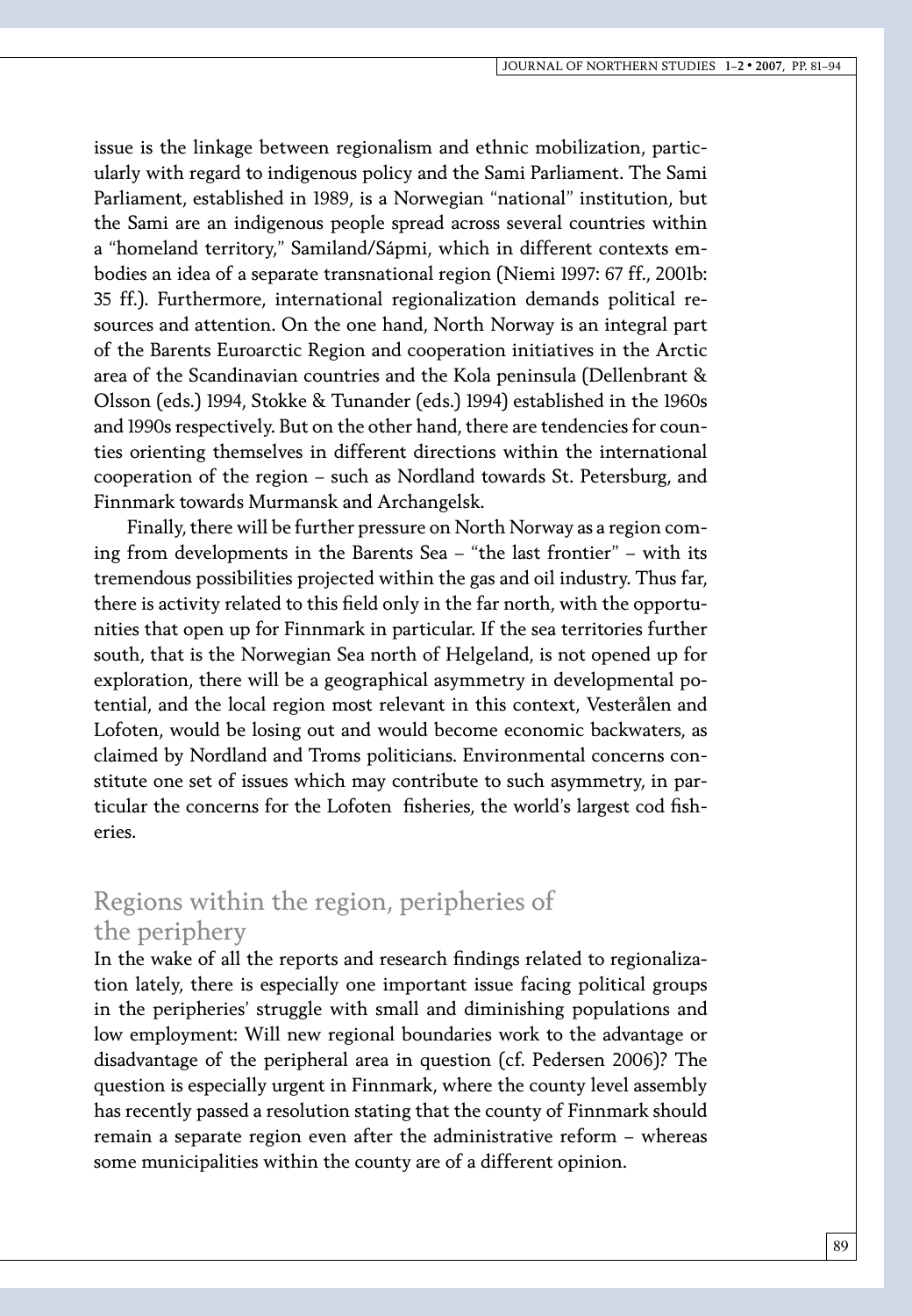issue is the linkage between regionalism and ethnic mobilization, particularly with regard to indigenous policy and the Sami Parliament. The Sami Parliament, established in 1989, is a Norwegian "national" institution, but the Sami are an indigenous people spread across several countries within a "homeland territory," Samiland/Sápmi, which in different contexts embodies an idea of a separate transnational region (Niemi 1997: 67 ff., 2001b: 35 ff.). Furthermore, international regionalization demands political resources and attention. On the one hand, North Norway is an integral part of the Barents Euroarctic Region and cooperation initiatives in the Arctic area of the Scandinavian countries and the Kola peninsula (Dellenbrant & Olsson (eds.) 1994, Stokke & Tunander (eds.) 1994) established in the 1960s and 1990s respectively. But on the other hand, there are tendencies for counties orienting themselves in different directions within the international cooperation of the region – such as Nordland towards St. Petersburg, and Finnmark towards Murmansk and Archangelsk.

Finally, there will be further pressure on North Norway as a region coming from developments in the Barents Sea – "the last frontier" – with its tremendous possibilities projected within the gas and oil industry. Thus far, there is activity related to this field only in the far north, with the opportunities that open up for Finnmark in particular. If the sea territories further south, that is the Norwegian Sea north of Helgeland, is not opened up for exploration, there will be a geographical asymmetry in developmental potential, and the local region most relevant in this context, Vesterålen and Lofoten, would be losing out and would become economic backwaters, as claimed by Nordland and Troms politicians. Environmental concerns constitute one set of issues which may contribute to such asymmetry, in particular the concerns for the Lofoten fisheries, the world's largest cod fisheries.

## Regions within the region, peripheries of the periphery

In the wake of all the reports and research findings related to regionalization lately, there is especially one important issue facing political groups in the peripheries' struggle with small and diminishing populations and low employment: Will new regional boundaries work to the advantage or disadvantage of the peripheral area in question (cf. Pedersen 2006)? The question is especially urgent in Finnmark, where the county level assembly has recently passed a resolution stating that the county of Finnmark should remain a separate region even after the administrative reform – whereas some municipalities within the county are of a different opinion.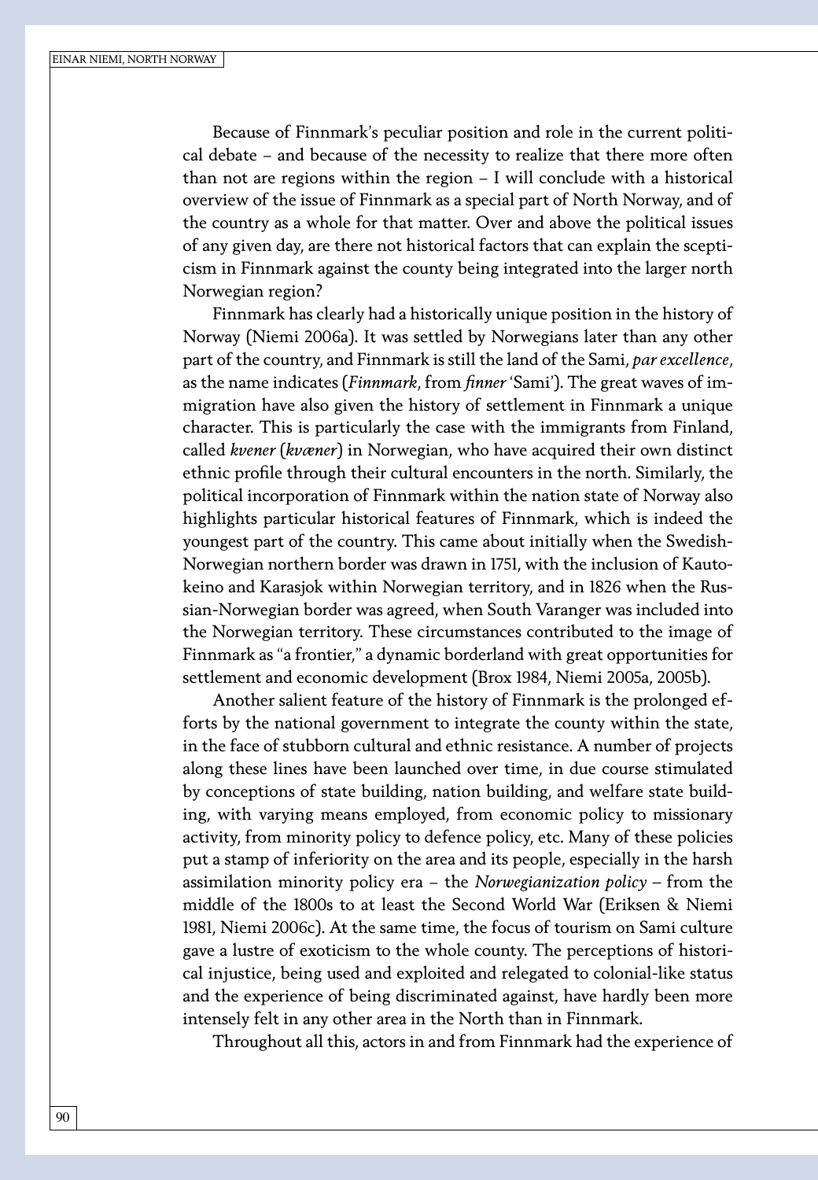Because of Finnmark's peculiar position and role in the current political debate – and because of the necessity to realize that there more often than not are regions within the region – I will conclude with a historical overview of the issue of Finnmark as a special part of North Norway, and of the country as a whole for that matter. Over and above the political issues of any given day, are there not historical factors that can explain the scepticism in Finnmark against the county being integrated into the larger north Norwegian region?

Finnmark has clearly had a historically unique position in the history of Norway (Niemi 2006a). It was settled by Norwegians later than any other part of the country, and Finnmark is still the land of the Sami, *par excellence*, as the name indicates (*Finnmark*, from *finner* 'Sami'). The great waves of immigration have also given the history of settlement in Finnmark a unique character. This is particularly the case with the immigrants from Finland, called *kvener* (*kvæner*) in Norwegian, who have acquired their own distinct ethnic profile through their cultural encounters in the north. Similarly, the political incorporation of Finnmark within the nation state of Norway also highlights particular historical features of Finnmark, which is indeed the youngest part of the country. This came about initially when the Swedish-Norwegian northern border was drawn in 1751, with the inclusion of Kautokeino and Karasjok within Norwegian territory, and in 1826 when the Russian-Norwegian border was agreed, when South Varanger was included into the Norwegian territory. These circumstances contributed to the image of Finnmark as "a frontier," a dynamic borderland with great opportunities for settlement and economic development (Brox 1984, Niemi 2005a, 2005b).

Another salient feature of the history of Finnmark is the prolonged efforts by the national government to integrate the county within the state, in the face of stubborn cultural and ethnic resistance. A number of projects along these lines have been launched over time, in due course stimulated by conceptions of state building, nation building, and welfare state building, with varying means employed, from economic policy to missionary activity, from minority policy to defence policy, etc. Many of these policies put a stamp of inferiority on the area and its people, especially in the harsh assimilation minority policy era – the *Norwegianization policy* – from the middle of the 1800s to at least the Second World War (Eriksen & Niemi 1981, Niemi 2006c). At the same time, the focus of tourism on Sami culture gave a lustre of exoticism to the whole county. The perceptions of historical injustice, being used and exploited and relegated to colonial-like status and the experience of being discriminated against, have hardly been more intensely felt in any other area in the North than in Finnmark.

Throughout all this, actors in and from Finnmark had the experience of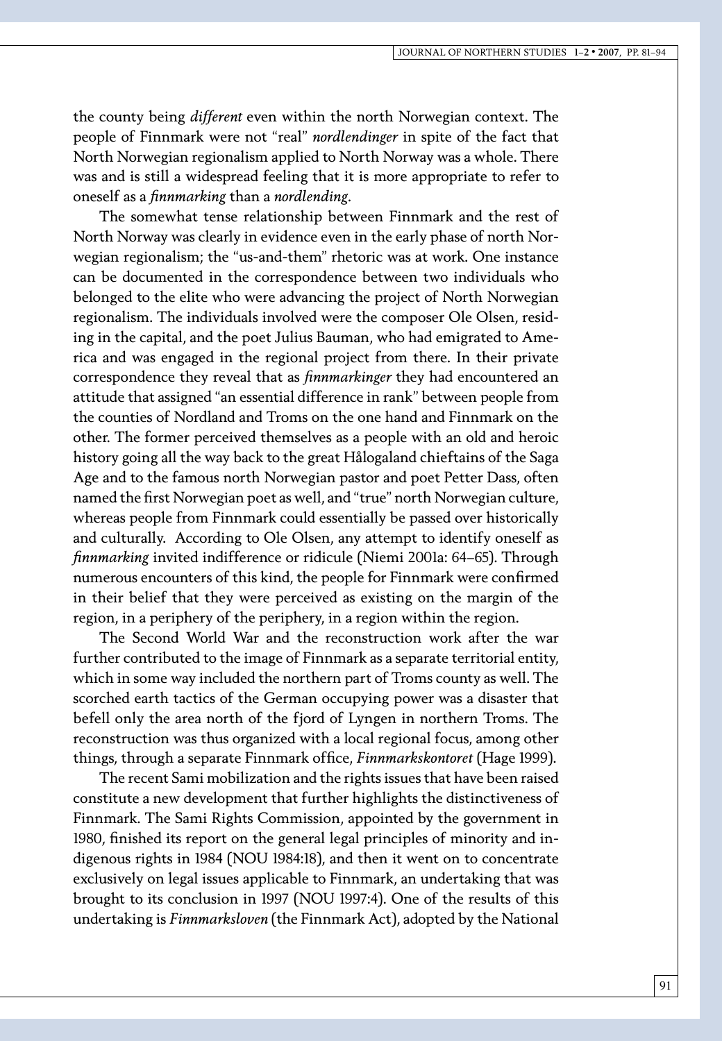the county being *different* even within the north Norwegian context. The people of Finnmark were not "real" *nordlendinger* in spite of the fact that North Norwegian regionalism applied to North Norway was a whole. There was and is still a widespread feeling that it is more appropriate to refer to oneself as a *finnmarking* than a *nordlending*.

The somewhat tense relationship between Finnmark and the rest of North Norway was clearly in evidence even in the early phase of north Norwegian regionalism; the "us-and-them" rhetoric was at work. One instance can be documented in the correspondence between two individuals who belonged to the elite who were advancing the project of North Norwegian regionalism. The individuals involved were the composer Ole Olsen, residing in the capital, and the poet Julius Bauman, who had emigrated to America and was engaged in the regional project from there. In their private correspondence they reveal that as *finnmarkinger* they had encountered an attitude that assigned "an essential difference in rank" between people from the counties of Nordland and Troms on the one hand and Finnmark on the other. The former perceived themselves as a people with an old and heroic history going all the way back to the great Hålogaland chieftains of the Saga Age and to the famous north Norwegian pastor and poet Petter Dass, often named the first Norwegian poet as well, and "true" north Norwegian culture, whereas people from Finnmark could essentially be passed over historically and culturally. According to Ole Olsen, any attempt to identify oneself as *finnmarking* invited indifference or ridicule (Niemi 2001a: 64–65). Through numerous encounters of this kind, the people for Finnmark were confirmed in their belief that they were perceived as existing on the margin of the region, in a periphery of the periphery, in a region within the region.

The Second World War and the reconstruction work after the war further contributed to the image of Finnmark as a separate territorial entity, which in some way included the northern part of Troms county as well. The scorched earth tactics of the German occupying power was a disaster that befell only the area north of the fjord of Lyngen in northern Troms. The reconstruction was thus organized with a local regional focus, among other things, through a separate Finnmark office, *Finnmarkskontoret* (Hage 1999).

The recent Sami mobilization and the rights issues that have been raised constitute a new development that further highlights the distinctiveness of Finnmark. The Sami Rights Commission, appointed by the government in 1980, finished its report on the general legal principles of minority and indigenous rights in 1984 (NOU 1984:18), and then it went on to concentrate exclusively on legal issues applicable to Finnmark, an undertaking that was brought to its conclusion in 1997 (NOU 1997:4). One of the results of this undertaking is *Finnmarksloven* (the Finnmark Act), adopted by the National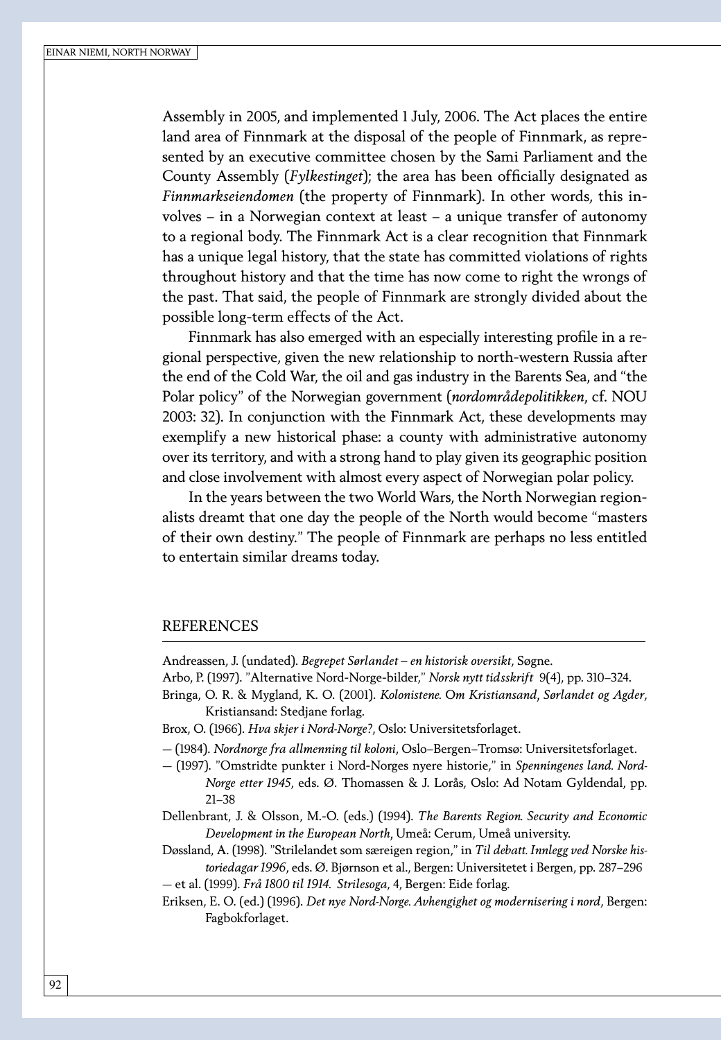Assembly in 2005, and implemented 1 July, 2006. The Act places the entire land area of Finnmark at the disposal of the people of Finnmark, as represented by an executive committee chosen by the Sami Parliament and the County Assembly (*Fylkestinget*); the area has been officially designated as *Finnmarkseiendomen* (the property of Finnmark). In other words, this involves – in a Norwegian context at least – a unique transfer of autonomy to a regional body. The Finnmark Act is a clear recognition that Finnmark has a unique legal history, that the state has committed violations of rights throughout history and that the time has now come to right the wrongs of the past. That said, the people of Finnmark are strongly divided about the possible long-term effects of the Act.

Finnmark has also emerged with an especially interesting profile in a regional perspective, given the new relationship to north-western Russia after the end of the Cold War, the oil and gas industry in the Barents Sea, and "the Polar policy" of the Norwegian government (*nordområdepolitikken*, cf. NOU 2003: 32). In conjunction with the Finnmark Act, these developments may exemplify a new historical phase: a county with administrative autonomy over its territory, and with a strong hand to play given its geographic position and close involvement with almost every aspect of Norwegian polar policy.

In the years between the two World Wars, the North Norwegian regionalists dreamt that one day the people of the North would become "masters of their own destiny." The people of Finnmark are perhaps no less entitled to entertain similar dreams today.

## REFERENCES

Andreassen, J. (undated). *Begrepet Sørlandet – en historisk oversikt*, Søgne.

Arbo, P. (1997). "Alternative Nord-Norge-bilder," *Norsk nytt tidsskrift* 9(4), pp. 310–324.

Bringa, O. R. & Mygland, K. O. (2001). *Kolonistene. Om Kristiansand, Sørlandet og Agder*, Kristiansand: Stedjane forlag.

Brox, O. (1966). *Hva skjer i Nord-Norge?*, Oslo: Universitetsforlaget.

— (1984). *Nordnorge fra allmenning til koloni*, Oslo–Bergen–Tromsø: Universitetsforlaget.

— (1997). "Omstridte punkter i Nord-Norges nyere historie," in *Spenningenes land. Nord-Norge etter 1945*, eds. Ø. Thomassen & J. Lorås, Oslo: Ad Notam Gyldendal, pp. 21–38

Dellenbrant, J. & Olsson, M.-O. (eds.) (1994). *The Barents Region. Security and Economic Development in the European North*, Umeå: Cerum, Umeå university.

Døssland, A. (1998). "Strilelandet som særeigen region," in *Til debatt. Innlegg ved Norske historiedagar 1996*, eds. Ø. Bjørnson et al., Bergen: Universitetet i Bergen, pp. 287–296

— et al. (1999). *Frå 1800 til 1914. Strilesoga*, 4, Bergen: Eide forlag.

Eriksen, E. O. (ed.) (1996). *Det nye Nord-Norge. Avhengighet og modernisering i nord*, Bergen: Fagbokforlaget.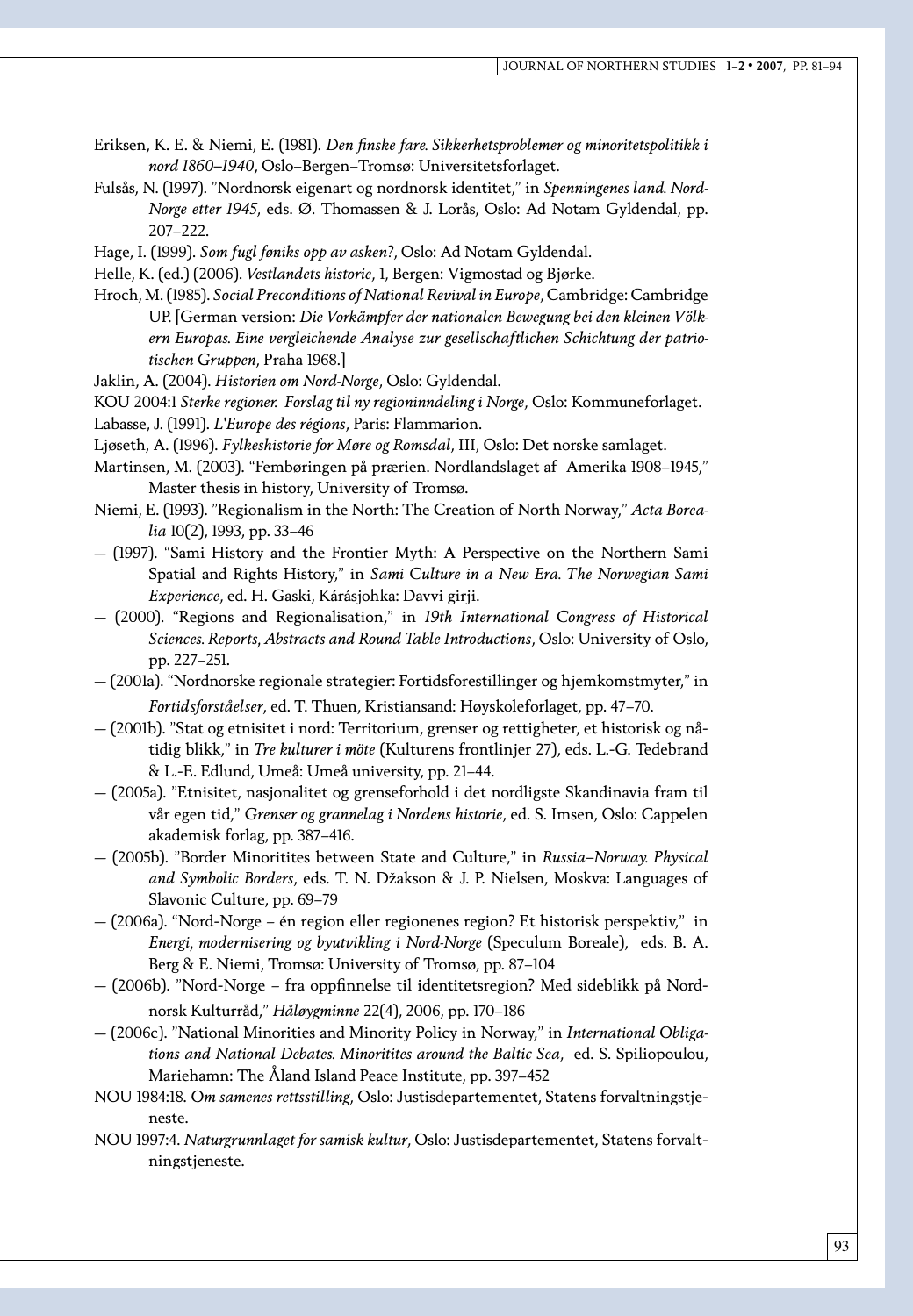Eriksen, K. E. & Niemi, E. (1981). *Den finske fare. Sikkerhetsproblemer og minoritetspolitikk i nord 1860–1940*, Oslo–Bergen–Tromsø: Universitetsforlaget.

Fulsås, N. (1997). "Nordnorsk eigenart og nordnorsk identitet," in *Spenningenes land. Nord-Norge etter 1945*, eds. Ø. Thomassen & J. Lorås, Oslo: Ad Notam Gyldendal, pp. 207–222.

Hage, I. (1999). *Som fugl føniks opp av asken?*, Oslo: Ad Notam Gyldendal.

Helle, K. (ed.) (2006). *Vestlandets historie*, 1, Bergen: Vigmostad og Bjørke.

Hroch, M. (1985). *Social Preconditions of National Revival in Europe*, Cambridge: Cambridge UP. [German version: *Die Vorkämpfer der nationalen Bewegung bei den kleinen Völkern Europas. Eine vergleichende Analyse zur gesellschaftlichen Schichtung der patriotischen Gruppen*, Praha 1968.]

Jaklin, A. (2004). *Historien om Nord-Norge*, Oslo: Gyldendal.

KOU 2004:1 *Sterke regioner. Forslag til ny regioninndeling i Norge*, Oslo: Kommuneforlaget.

Labasse, J. (1991). *L'Europe des régions*, Paris: Flammarion.

Ljøseth, A. (1996). *Fylkeshistorie for Møre og Romsdal*, III, Oslo: Det norske samlaget.

Martinsen, M. (2003). "Fembøringen på prærien. Nordlandslaget af Amerika 1908–1945," Master thesis in history, University of Tromsø.

Niemi, E. (1993). "Regionalism in the North: The Creation of North Norway," *Acta Borealia* 10(2), 1993, pp. 33–46

— (1997). "Sami History and the Frontier Myth: A Perspective on the Northern Sami Spatial and Rights History," in *Sami Culture in a New Era. The Norwegian Sami Experience*, ed. H. Gaski, Kárásjohka: Davvi girji.

— (2000). "Regions and Regionalisation," in *19th International Congress of Historical Sciences. Reports, Abstracts and Round Table Introductions*, Oslo: University of Oslo, pp. 227–251.

— (2001a). "Nordnorske regionale strategier: Fortidsforestillinger og hjemkomstmyter," in *Fortidsforståelser*, ed. T. Thuen, Kristiansand: Høyskoleforlaget, pp. 47–70.

— (2001b). "Stat og etnisitet i nord: Territorium, grenser og rettigheter, et historisk og nåtidig blikk," in *Tre kulturer i möte* (Kulturens frontlinjer 27), eds. L.-G. Tedebrand & L.-E. Edlund, Umeå: Umeå university, pp. 21–44.

— (2005a). "Etnisitet, nasjonalitet og grenseforhold i det nordligste Skandinavia fram til vår egen tid," *Grenser og grannelag i Nordens historie*, ed. S. Imsen, Oslo: Cappelen akademisk forlag, pp. 387–416.

— (2005b). "Border Minoritites between State and Culture," in *Russia–Norway. Physical and Symbolic Borders*, eds. T. N. Džakson & J. P. Nielsen, Moskva: Languages of Slavonic Culture, pp. 69–79

— (2006a). "Nord-Norge – én region eller regionenes region? Et historisk perspektiv," in *Energi, modernisering og byutvikling i Nord-Norge* (Speculum Boreale), eds. B. A. Berg & E. Niemi, Tromsø: University of Tromsø, pp. 87–104

— (2006b). "Nord-Norge – fra oppfinnelse til identitetsregion? Med sideblikk på Nordnorsk Kulturråd," *Håløygminne* 22(4), 2006, pp. 170–186

— (2006c). "National Minorities and Minority Policy in Norway," in *International Obligations and National Debates. Minoritites around the Baltic Sea*, ed. S. Spiliopoulou, Mariehamn: The Åland Island Peace Institute, pp. 397–452

NOU 1984:18. *Om samenes rettsstilling*, Oslo: Justisdepartementet, Statens forvaltningstjeneste.

NOU 1997:4. *Naturgrunnlaget for samisk kultur*, Oslo: Justisdepartementet, Statens forvaltningstjeneste.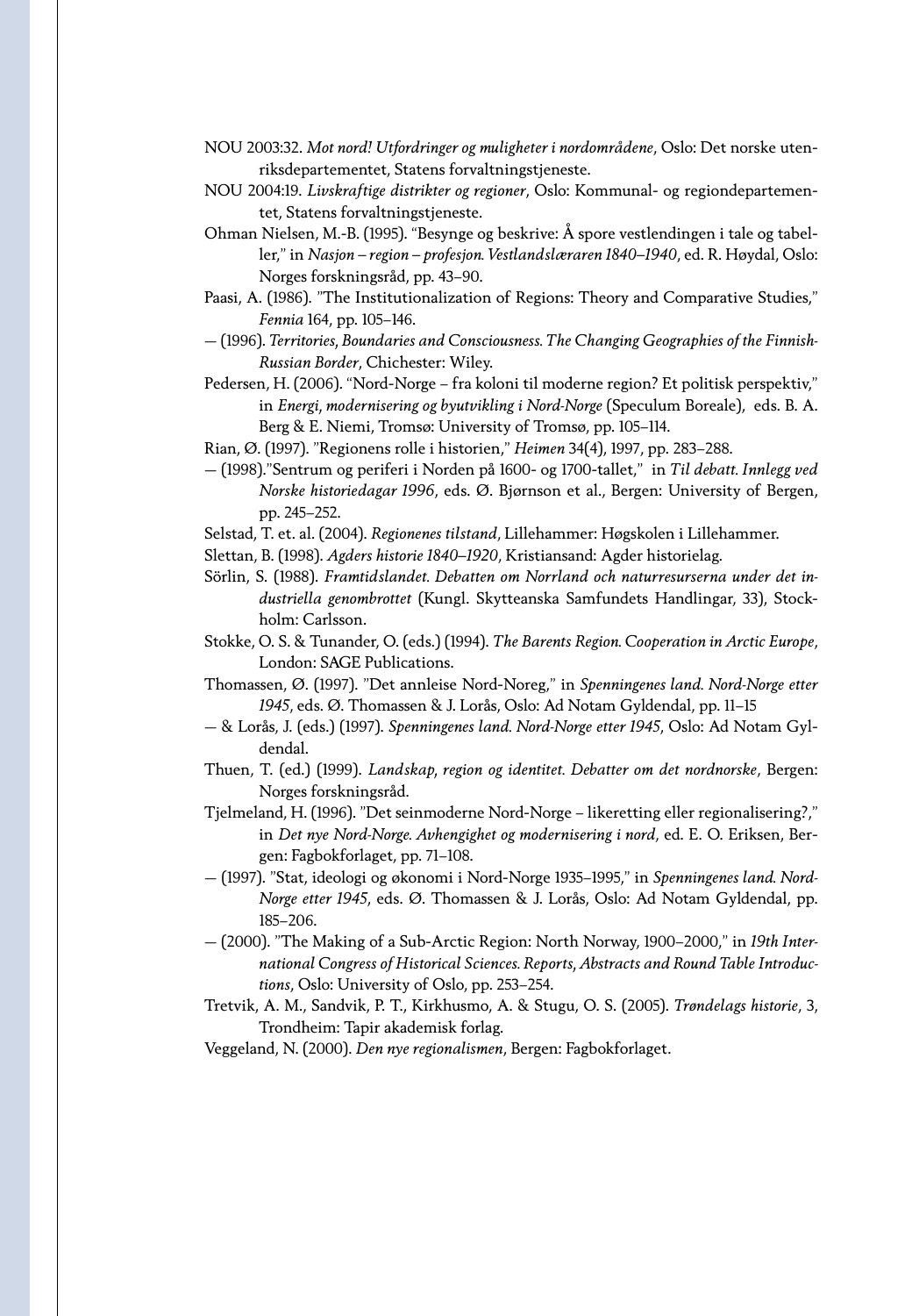NOU 2003:32. *Mot nord! Utfordringer og muligheter i nordområdene*, Oslo: Det norske utenriksdepartementet, Statens forvaltningstjeneste.

NOU 2004:19. *Livskraftige distrikter og regioner*, Oslo: Kommunal- og regiondepartementet, Statens forvaltningstjeneste.

Ohman Nielsen, M.-B. (1995). "Besynge og beskrive: Å spore vestlendingen i tale og tabeller," in *Nasjon – region – profesjon. Vestlandslæraren 1840–1940*, ed. R. Høydal, Oslo: Norges forskningsråd, pp. 43–90.

Paasi, A. (1986). "The Institutionalization of Regions: Theory and Comparative Studies," *Fennia* 164, pp. 105–146.

— (1996). *Territories, Boundaries and Consciousness. The Changing Geographies of the Finnish-Russian Border*, Chichester: Wiley.

Pedersen, H. (2006). "Nord-Norge – fra koloni til moderne region? Et politisk perspektiv," in *Energi, modernisering og byutvikling i Nord-Norge* (Speculum Boreale), eds. B. A. Berg & E. Niemi, Tromsø: University of Tromsø, pp. 105–114.

Rian, Ø. (1997). "Regionens rolle i historien," *Heimen* 34(4), 1997, pp. 283–288.

— (1998)."Sentrum og periferi i Norden på 1600- og 1700-tallet," in *Til debatt. Innlegg ved Norske historiedagar 1996*, eds. Ø. Bjørnson et al., Bergen: University of Bergen, pp. 245–252.

Selstad, T. et. al. (2004). *Regionenes tilstand*, Lillehammer: Høgskolen i Lillehammer.

Slettan, B. (1998). *Agders historie 1840–1920*, Kristiansand: Agder historielag.

Sörlin, S. (1988). *Framtidslandet. Debatten om Norrland och naturresurserna under det industriella genombrottet* (Kungl. Skytteanska Samfundets Handlingar, 33), Stockholm: Carlsson.

Stokke, O. S. & Tunander, O. (eds.) (1994). *The Barents Region. Cooperation in Arctic Europe*, London: SAGE Publications.

Thomassen, Ø. (1997). "Det annleise Nord-Noreg," in *Spenningenes land. Nord-Norge etter 1945*, eds. Ø. Thomassen & J. Lorås, Oslo: Ad Notam Gyldendal, pp. 11–15

— & Lorås, J. (eds.) (1997). *Spenningenes land. Nord-Norge etter 1945*, Oslo: Ad Notam Gyldendal.

Thuen, T. (ed.) (1999). *Landskap, region og identitet. Debatter om det nordnorske*, Bergen: Norges forskningsråd.

Tjelmeland, H. (1996). "Det seinmoderne Nord-Norge – likeretting eller regionalisering?," in *Det nye Nord-Norge. Avhengighet og modernisering i nord*, ed. E. O. Eriksen, Bergen: Fagbokforlaget, pp. 71–108.

— (1997). "Stat, ideologi og økonomi i Nord-Norge 1935–1995," in *Spenningenes land. Nord-Norge etter 1945*, eds. Ø. Thomassen & J. Lorås, Oslo: Ad Notam Gyldendal, pp. 185–206.

— (2000). "The Making of a Sub-Arctic Region: North Norway, 1900–2000," in *19th International Congress of Historical Sciences. Reports, Abstracts and Round Table Introductions*, Oslo: University of Oslo, pp. 253–254.

Tretvik, A. M., Sandvik, P. T., Kirkhusmo, A. & Stugu, O. S. (2005). *Trøndelags historie*, 3, Trondheim: Tapir akademisk forlag.

Veggeland, N. (2000). *Den nye regionalismen*, Bergen: Fagbokforlaget.